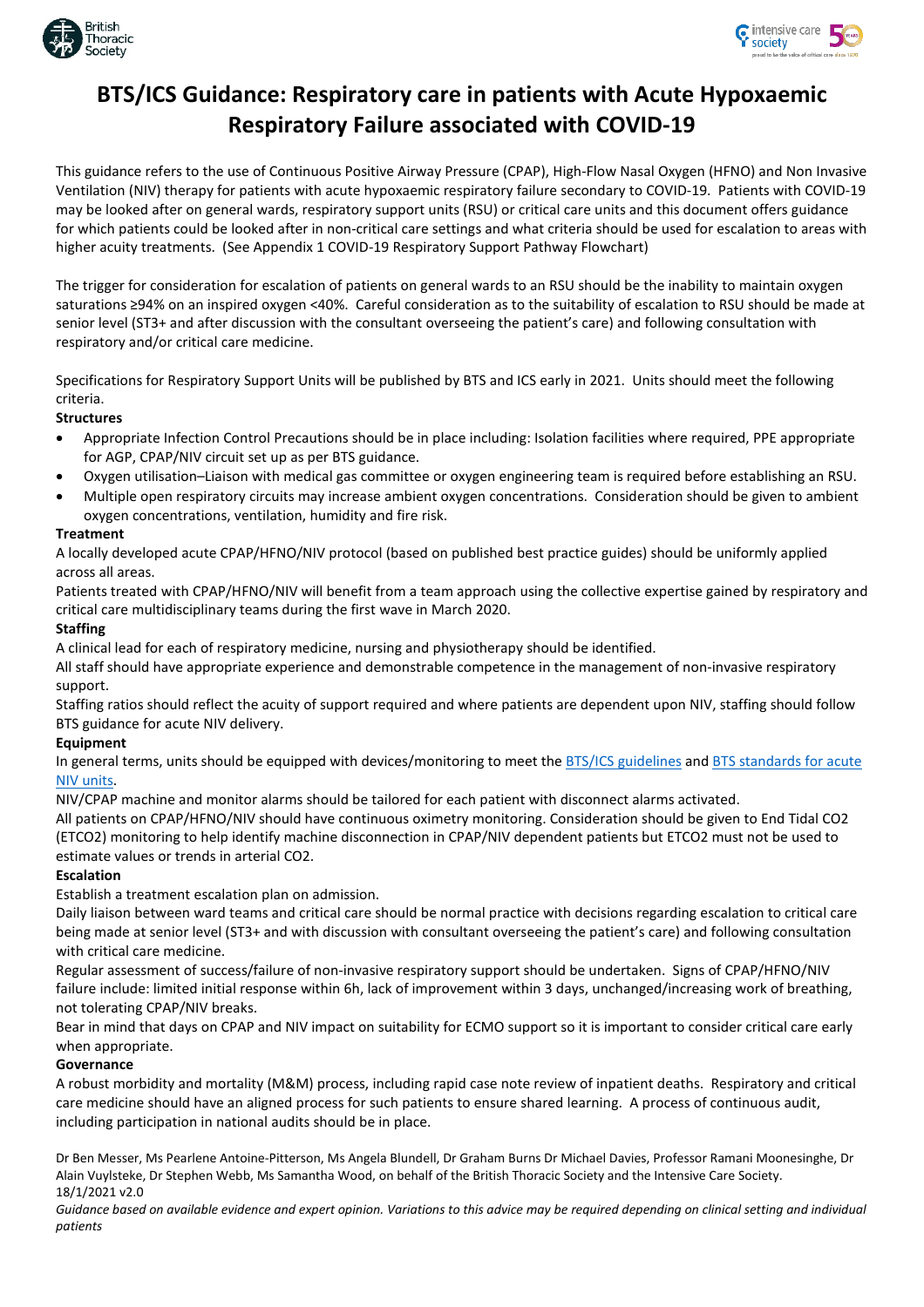# BTS/ICS Guidance: Respiratory care in patients with Acute Hypoxaemic Respiratory Failure associated with COVID-19

This guidance refers to the use of Continuous Positive Airway Pressure (CPAP), High-Flow Nasal Oxygen (HFNO) and Non Invasive Ventilation (NIV) therapy for patients with acute hypoxaemic respiratory failure secondary to COVID-19. Patients with COVID-19 may be looked after on general wards, respiratory support units (RSU) or critical care units and this document offers guidance for which patients could be looked after in non-critical care settings and what criteria should be used for escalation to areas with higher acuity treatments. (See Appendix 1 COVID-19 Respiratory Support Pathway Flowchart)

The trigger for consideration for escalation of patients on general wards to an RSU should be the inability to maintain oxygen saturations ≥94% on an inspired oxygen <40%. Careful consideration as to the suitability of escalation to RSU should be made at senior level (ST3+ and after discussion with the consultant overseeing the patient's care) and following consultation with respiratory and/or critical care medicine.

Specifications for Respiratory Support Units will be published by BTS and ICS early in 2021. Units should meet the following criteria.

**Structures**

- Appropriate Infection Control Precautions should be in place including: Isolation facilities where required, PPE appropriate for AGP, CPAP/NIV circuit set up as per BTS guidance.
- Oxygen utilisation–Liaison with medical gas committee or oxygen engineering team is required before establishing an RSU.
- Multiple open respiratory circuits may increase ambient oxygen concentrations. Consideration should be given to ambient oxygen concentrations, ventilation, humidity and fire risk.

**Treatment**

A locally developed acute CPAP/HFNO/NIV protocol (based on published best practice guides) should be uniformly applied across all areas.

Patients treated with CPAP/HFNO/NIV will benefit from a team approach using the collective expertise gained by respiratory and critical care multidisciplinary teams during the first wave in March 2020.

**Staffing**

A clinical lead for each of respiratory medicine, nursing and physiotherapy should be identified.

All staff should have appropriate experience and demonstrable competence in the management of non-invasive respiratory support.

Staffing ratios should reflect the acuity of support required and where patients are dependent upon NIV, staffing should follow BTS guidance for acute NIV delivery.

**Equipment**

In general terms, units should be equipped with devices/monitoring to meet the BTS/ICS guidelines and BTS standards for acute NIV units.

NIV/CPAP machine and monitor alarms should be tailored for each patient with disconnect alarms activated.

All patients on CPAP/HFNO/NIV should have continuous oximetry monitoring. Consideration should be given to End Tidal $CO_2$ (ETCO2) monitoring to help identify machine disconnection in CPAP/NIV dependent patients but ETCO2 must not be used to estimate values or trends in arterial $CO_2$.

**Escalation**

Establish a treatment escalation plan on admission.

Daily liaison between ward teams and critical care should be normal practice with decisions regarding escalation to critical care being made at senior level (ST3+ and with discussion with consultant overseeing the patient's care) and following consultation with critical care medicine.

Regular assessment of success/failure of non-invasive respiratory support should be undertaken. Signs of CPAP/HFNO/NIV failure include: limited initial response within 6h, lack of improvement within 3 days, unchanged/increasing work of breathing, not tolerating CPAP/NIV breaks.

Bear in mind that days on CPAP and NIV impact on suitability for ECMO support so it is important to consider critical care early when appropriate.

**Governance**

A robust morbidity and mortality (M&M) process, including rapid case note review of inpatient deaths. Respiratory and critical care medicine should have an aligned process for such patients to ensure shared learning. A process of continuous audit, including participation in national audits should be in place.

Dr Ben Messer, Ms Pearlene Antoine-Pitterson, Ms Angela Blundell, Dr Graham Burns Dr Michael Davies, Professor Ramani Moonesinghe, Dr Alain Vuylsteke, Dr Stephen Webb, Ms Samantha Wood, on behalf of the British Thoracic Society and the Intensive Care Society.
18/1/2021 v2.0

*Guidance based on available evidence and expert opinion. Variations to this advice may be required depending on clinical setting and individual patients*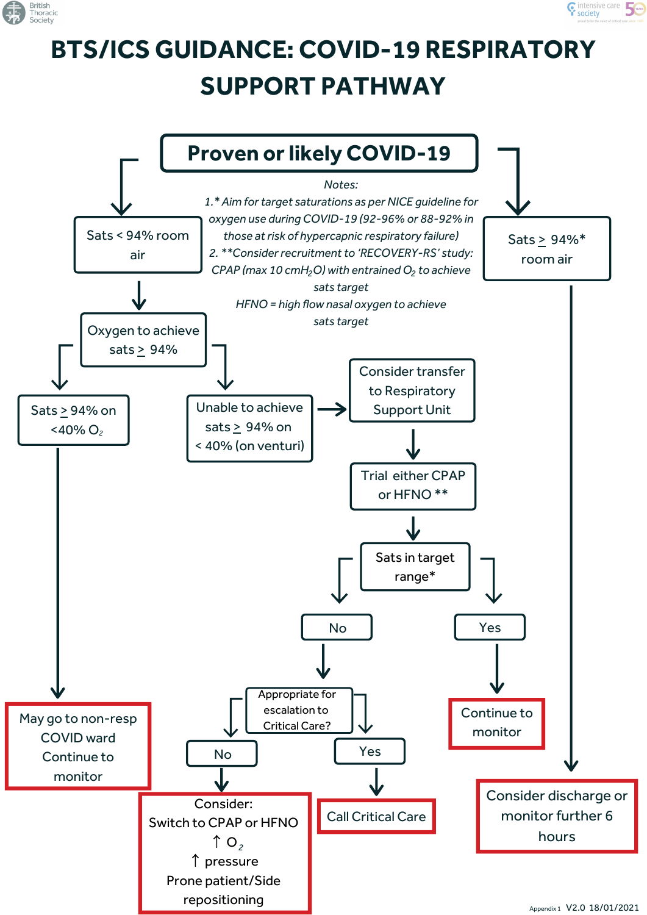# BTS/ICS GUIDANCE: COVID-19 RESPIRATORY SUPPORT PATHWAY

**Proven or likely COVID-19**

*Notes:*

*1.\* Aim for target saturations as per NICE guideline for oxygen use during COVID-19 (92-96% or 88-92% in those at risk of hypercapnic respiratory failure)*

*2. \*\*Consider recruitment to 'RECOVERY-RS' study: CPAP (max 10 cm$H_2O$) with entrained $O_2$ to achieve sats target*

*HFNO = high flow nasal oxygen to achieve sats target*

Sats < 94% room air

Oxygen to achieve sats ≥ 94%

Sats ≥ 94% on <40% $O_2$

May go to non-resp COVID ward Continue to monitor

Unable to achieve sats ≥ 94% on < 40% (on venturi)

Consider transfer to Respiratory Support Unit

Trial either CPAP or HFNO \*\*

Sats in target range\*

No

Appropriate for escalation to Critical Care?

No

Consider: Switch to CPAP or HFNO ↑ $O_2$ ↑ pressure Prone patient/Side repositioning

Yes

Call Critical Care

Yes

Continue to monitor

Sats ≥ 94%\* room air

Consider discharge or monitor further 6 hours

Appendix 1 V2.0 18/01/2021